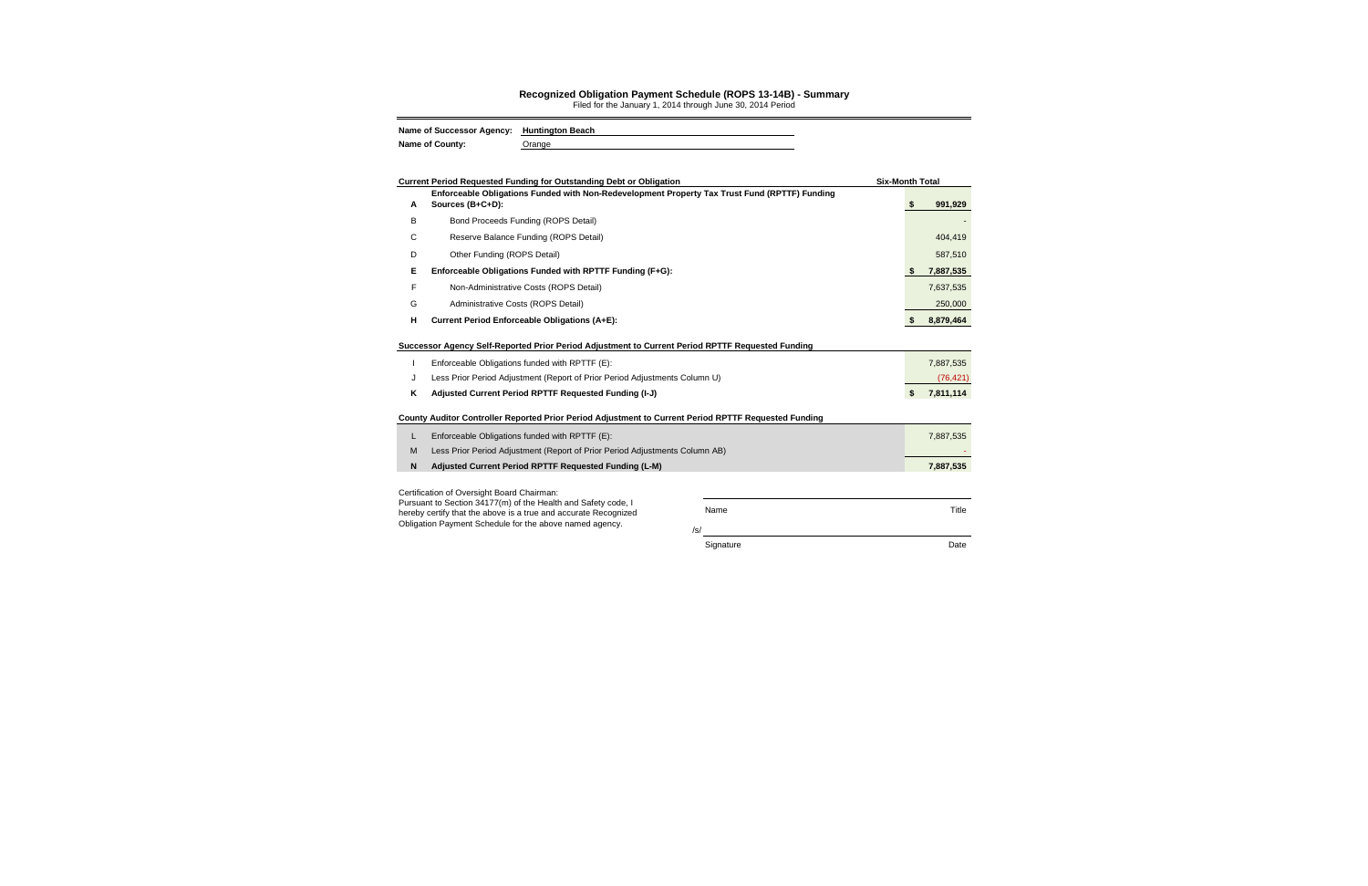# Recognized Obligation Payment Schedule (ROPS 13-14B) - Summary

Filed for the January 1, 2014 through June 30, 2014 Period

**Name of Successor Agency:** Huntington Beach

**Name of County:** Orange

| | **Current Period Requested Funding for Outstanding Debt or Obligation** | **Six-Month Total** |
|---|---|---|
| **A** | **Enforceable Obligations Funded with Non-Redevelopment Property Tax Trust Fund (RPTTF) Funding Sources (B+C+D):** | **$ 991,929** |
| B | Bond Proceeds Funding (ROPS Detail) | - |
| C | Reserve Balance Funding (ROPS Detail) | 404,419 |
| D | Other Funding (ROPS Detail) | 587,510 |
| **E** | **Enforceable Obligations Funded with RPTTF Funding (F+G):** | **$ 7,887,535** |
| F | Non-Administrative Costs (ROPS Detail) | 7,637,535 |
| G | Administrative Costs (ROPS Detail) | 250,000 |
| **H** | **Current Period Enforceable Obligations (A+E):** | **$ 8,879,464** |

| | **Successor Agency Self-Reported Prior Period Adjustment to Current Period RPTTF Requested Funding** | |
|---|---|---|
| I | Enforceable Obligations funded with RPTTF (E): | 7,887,535 |
| J | Less Prior Period Adjustment (Report of Prior Period Adjustments Column U) | (76,421) |
| **K** | **Adjusted Current Period RPTTF Requested Funding (I-J)** | **$ 7,811,114** |

| | **County Auditor Controller Reported Prior Period Adjustment to Current Period RPTTF Requested Funding** | |
|---|---|---|
| L | Enforceable Obligations funded with RPTTF (E): | 7,887,535 |
| M | Less Prior Period Adjustment (Report of Prior Period Adjustments Column AB) | - |
| **N** | **Adjusted Current Period RPTTF Requested Funding (L-M)** | **7,887,535** |

Certification of Oversight Board Chairman:
Pursuant to Section 34177(m) of the Health and Safety code, I hereby certify that the above is a true and accurate Recognized Obligation Payment Schedule for the above named agency.

Name Title

/s/

Signature Date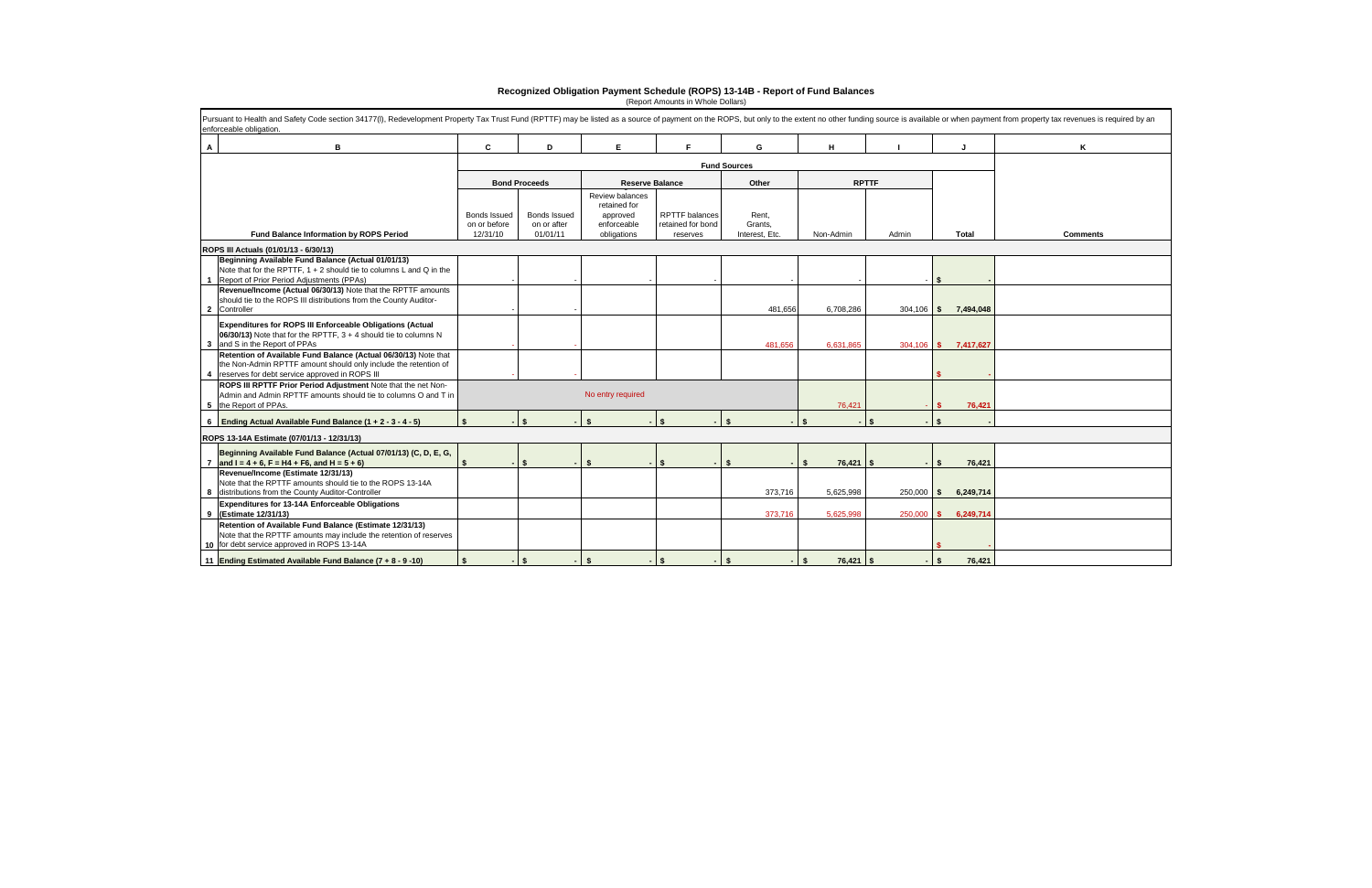# Recognized Obligation Payment Schedule (ROPS) 13-14B - Report of Fund Balances

(Report Amounts in Whole Dollars)

Pursuant to Health and Safety Code section 34177(l), Redevelopment Property Tax Trust Fund (RPTTF) may be listed as a source of payment on the ROPS, but only to the extent no other funding source is available or when payment from property tax revenues is required by an enforceable obligation.

| A | B | C | D | E | F | G | H | I | J | K |
|---|---|---|---|---|---|---|---|---|---|---|
| | | Fund Sources | | | | | | | | |
| | | Bond Proceeds | | Reserve Balance | | Other | RPTTF | | | |
| | Fund Balance Information by ROPS Period | Bonds Issued on or before 12/31/10 | Bonds Issued on or after 01/01/11 | Review balances retained for approved enforceable obligations | RPTTF balances retained for bond reserves | Rent, Grants, Interest, Etc. | Non-Admin | Admin | Total | Comments |
| | **ROPS III Actuals (01/01/13 - 6/30/13)** | | | | | | | | | |
| 1 | **Beginning Available Fund Balance (Actual 01/01/13)** Note that for the RPTTF, 1 + 2 should tie to columns L and Q in the Report of Prior Period Adjustments (PPAs) | - | - | - | - | - | - | - | $ - | |
| 2 | **Revenue/Income (Actual 06/30/13)** Note that the RPTTF amounts should tie to the ROPS III distributions from the County Auditor-Controller | - | - | | | 481,656 | 6,708,286 | 304,106 | $ 7,494,048 | |
| 3 | **Expenditures for ROPS III Enforceable Obligations (Actual 06/30/13)** Note that for the RPTTF, 3 + 4 should tie to columns N and S in the Report of PPAs | - | - | | | 481,656 | 6,631,865 | 304,106 | $ 7,417,627 | |
| 4 | **Retention of Available Fund Balance (Actual 06/30/13)** Note that the Non-Admin RPTTF amount should only include the retention of reserves for debt service approved in ROPS III | - | - | | | | | | $ - | |
| 5 | **ROPS III RPTTF Prior Period Adjustment** Note that the net Non-Admin and Admin RPTTF amounts should tie to columns O and T in the Report of PPAs. | No entry required | | | | | 76,421 | - | $ 76,421 | |
| 6 | **Ending Actual Available Fund Balance (1 + 2 - 3 - 4 - 5)** | $ - | $ - | $ - | $ - | $ - | $ - | $ - | $ - | |
| | **ROPS 13-14A Estimate (07/01/13 - 12/31/13)** | | | | | | | | | |
| 7 | **Beginning Available Fund Balance (Actual 07/01/13) (C, D, E, G, and I = 4 + 6, F = H4 + F6, and H = 5 + 6)** | $ - | $ - | $ - | $ - | $ - | $ 76,421 | $ - | $ 76,421 | |
| 8 | **Revenue/Income (Estimate 12/31/13)** Note that the RPTTF amounts should tie to the ROPS 13-14A distributions from the County Auditor-Controller | | | | | 373,716 | 5,625,998 | 250,000 | $ 6,249,714 | |
| 9 | **Expenditures for 13-14A Enforceable Obligations (Estimate 12/31/13)** | | | | | 373,716 | 5,625,998 | 250,000 | $ 6,249,714 | |
| 10 | **Retention of Available Fund Balance (Estimate 12/31/13)** Note that the RPTTF amounts may include the retention of reserves for debt service approved in ROPS 13-14A | | | | | | | | $ - | |
| 11 | **Ending Estimated Available Fund Balance (7 + 8 - 9 -10)** | $ - | $ - | $ - | $ - | $ - | $ 76,421 | $ - | $ 76,421 | |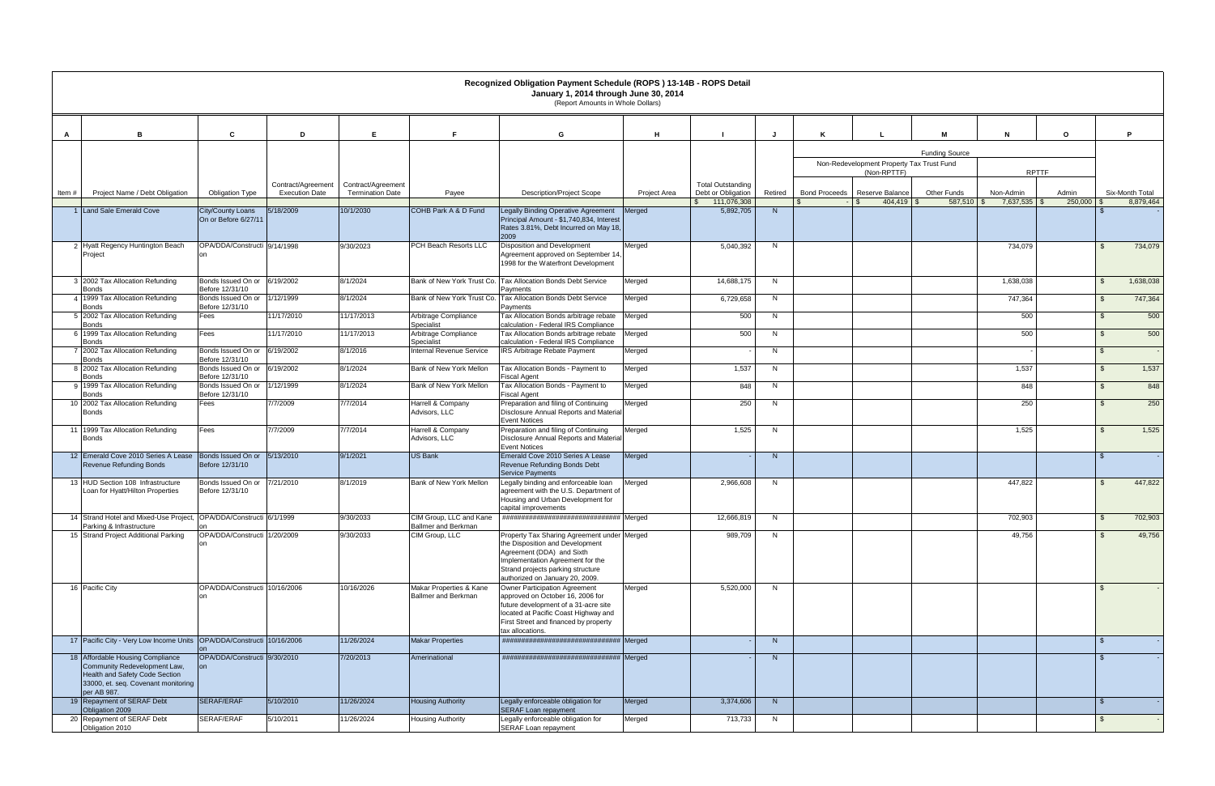# Recognized Obligation Payment Schedule (ROPS ) 13-14B - ROPS Detail

January 1, 2014 through June 30, 2014

(Report Amounts in Whole Dollars)

| A | B | C | D | E | F | G | H | I | J | K | L | M | N | O | P |
|---|---|---|---|---|---|---|---|---|---|---|---|---|---|---|---|
| | | | | | | | | | | Funding Source | | | | | |
| | | | | | | | | | | Non-Redevelopment Property Tax Trust Fund (Non-RPTTF) | | | RPTTF | | |
| Item # | Project Name / Debt Obligation | Obligation Type | Contract/Agreement Execution Date | Contract/Agreement Termination Date | Payee | Description/Project Scope | Project Area | Total Outstanding Debt or Obligation | Retired | Bond Proceeds | Reserve Balance | Other Funds | Non-Admin | Admin | Six-Month Total |
| | | | | | | | | $ 111,076,308 | | $ - | $ 404,419 | $ 587,510 | $ 7,637,535 | $ 250,000 | $ 8,879,464 |
| 1 | Land Sale Emerald Cove | City/County Loans On or Before 6/27/11 | 5/18/2009 | 10/1/2030 | COHB Park A & D Fund | Legally Binding Operative Agreement Principal Amount - $1,740,834, Interest Rates 3.81%, Debt Incurred on May 18, 2009 | Merged | 5,892,705 | N | | | | | | $ - |
| 2 | Hyatt Regency Huntington Beach Project | OPA/DDA/Construction | 9/14/1998 | 9/30/2023 | PCH Beach Resorts LLC | Disposition and Development Agreement approved on September 14, 1998 for the Waterfront Development | Merged | 5,040,392 | N | | | | 734,079 | | $ 734,079 |
| 3 | 2002 Tax Allocation Refunding Bonds | Bonds Issued On or Before 12/31/10 | 6/19/2002 | 8/1/2024 | Bank of New York Trust Co. | Tax Allocation Bonds Debt Service Payments | Merged | 14,688,175 | N | | | | 1,638,038 | | $ 1,638,038 |
| 4 | 1999 Tax Allocation Refunding Bonds | Bonds Issued On or Before 12/31/10 | 1/12/1999 | 8/1/2024 | Bank of New York Trust Co. | Tax Allocation Bonds Debt Service Payments | Merged | 6,729,658 | N | | | | 747,364 | | $ 747,364 |
| 5 | 2002 Tax Allocation Refunding Bonds | Fees | 11/17/2010 | 11/17/2013 | Arbitrage Compliance Specialist | Tax Allocation Bonds arbitrage rebate calculation - Federal IRS Compliance | Merged | 500 | N | | | | 500 | | $ 500 |
| 6 | 1999 Tax Allocation Refunding Bonds | Fees | 11/17/2010 | 11/17/2013 | Arbitrage Compliance Specialist | Tax Allocation Bonds arbitrage rebate calculation - Federal IRS Compliance | Merged | 500 | N | | | | 500 | | $ 500 |
| 7 | 2002 Tax Allocation Refunding Bonds | Bonds Issued On or Before 12/31/10 | 6/19/2002 | 8/1/2016 | Internal Revenue Service | IRS Arbitrage Rebate Payment | Merged | - | N | | | | - | | $ - |
| 8 | 2002 Tax Allocation Refunding Bonds | Bonds Issued On or Before 12/31/10 | 6/19/2002 | 8/1/2024 | Bank of New York Mellon | Tax Allocation Bonds - Payment to Fiscal Agent | Merged | 1,537 | N | | | | 1,537 | | $ 1,537 |
| 9 | 1999 Tax Allocation Refunding Bonds | Bonds Issued On or Before 12/31/10 | 1/12/1999 | 8/1/2024 | Bank of New York Mellon | Tax Allocation Bonds - Payment to Fiscal Agent | Merged | 848 | N | | | | 848 | | $ 848 |
| 10 | 2002 Tax Allocation Refunding Bonds | Fees | 7/7/2009 | 7/7/2014 | Harrell & Company Advisors, LLC | Preparation and filing of Continuing Disclosure Annual Reports and Material Event Notices | Merged | 250 | N | | | | 250 | | $ 250 |
| 11 | 1999 Tax Allocation Refunding Bonds | Fees | 7/7/2009 | 7/7/2014 | Harrell & Company Advisors, LLC | Preparation and filing of Continuing Disclosure Annual Reports and Material Event Notices | Merged | 1,525 | N | | | | 1,525 | | $ 1,525 |
| 12 | Emerald Cove 2010 Series A Lease Revenue Refunding Bonds | Bonds Issued On or Before 12/31/10 | 5/13/2010 | 9/1/2021 | US Bank | Emerald Cove 2010 Series A Lease Revenue Refunding Bonds Debt Service Payments | Merged | - | N | | | | | | $ - |
| 13 | HUD Section 108 Infrastructure Loan for Hyatt/Hilton Properties | Bonds Issued On or Before 12/31/10 | 7/21/2010 | 8/1/2019 | Bank of New York Mellon | Legally binding and enforceable loan agreement with the U.S. Department of Housing and Urban Development for capital improvements | Merged | 2,966,608 | N | | | | 447,822 | | $ 447,822 |
| 14 | Strand Hotel and Mixed-Use Project, Parking & Infrastructure | OPA/DDA/Construction | 6/1/1999 | 9/30/2033 | CIM Group, LLC and Kane Ballmer and Berkman | ################################ | Merged | 12,666,819 | N | | | | 702,903 | | $ 702,903 |
| 15 | Strand Project Additional Parking | OPA/DDA/Construction | 1/20/2009 | 9/30/2033 | CIM Group, LLC | Property Tax Sharing Agreement under the Disposition and Development Agreement (DDA) and Sixth Implementation Agreement for the Strand projects parking structure authorized on January 20, 2009. | Merged | 989,709 | N | | | | 49,756 | | $ 49,756 |
| 16 | Pacific City | OPA/DDA/Construction | 10/16/2006 | 10/16/2026 | Makar Properties & Kane Ballmer and Berkman | Owner Participation Agreement approved on October 16, 2006 for future development of a 31-acre site located at Pacific Coast Highway and First Street and financed by property tax allocations. | Merged | 5,520,000 | N | | | | | | $ - |
| 17 | Pacific City - Very Low Income Units | OPA/DDA/Construction | 10/16/2006 | 11/26/2024 | Makar Properties | ################################ | Merged | - | N | | | | | | $ - |
| 18 | Affordable Housing Compliance Community Redevelopment Law, Health and Safety Code Section 33000, et. seq. Covenant monitoring per AB 987. | OPA/DDA/Construction | 9/30/2010 | 7/20/2013 | Amerinational | ################################ | Merged | - | N | | | | | | $ - |
| 19 | Repayment of SERAF Debt Obligation 2009 | SERAF/ERAF | 5/10/2010 | 11/26/2024 | Housing Authority | Legally enforceable obligation for SERAF Loan repayment | Merged | 3,374,606 | N | | | | | | $ - |
| 20 | Repayment of SERAF Debt Obligation 2010 | SERAF/ERAF | 5/10/2011 | 11/26/2024 | Housing Authority | Legally enforceable obligation for SERAF Loan repayment | Merged | 713,733 | N | | | | | | $ - |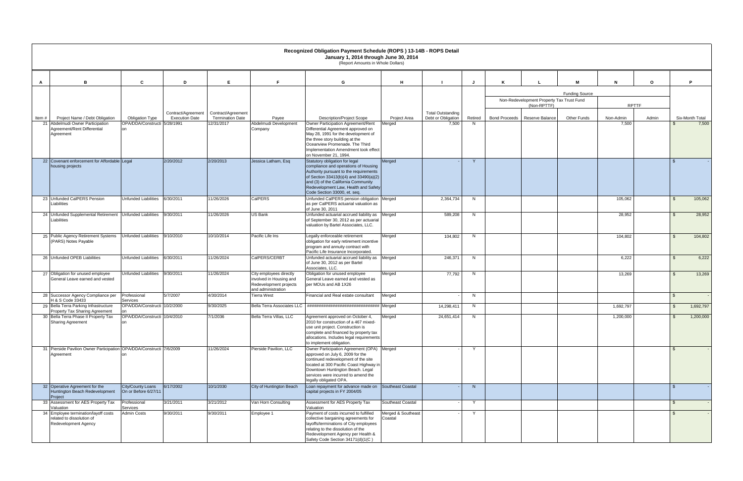# Recognized Obligation Payment Schedule (ROPS ) 13-14B - ROPS Detail

## January 1, 2014 through June 30, 2014

(Report Amounts in Whole Dollars)

| A | B | C | D | E | F | G | H | I | J | K | L | M | N | O | P |
|---|---|---|---|---|---|---|---|---|---|---|---|---|---|---|---|
| | | | | | | | | | | Funding Source | | | | | |
| | | | | | | | | | | Non-Redevelopment Property Tax Trust Fund (Non-RPTTF) | | | RPTTF | | |
| Item # | Project Name / Debt Obligation | Obligation Type | Contract/Agreement Execution Date | Contract/Agreement Termination Date | Payee | Description/Project Scope | Project Area | Total Outstanding Debt or Obligation | Retired | Bond Proceeds | Reserve Balance | Other Funds | Non-Admin | Admin | Six-Month Total |
| 21 | Abdelmudi Owner Participation Agreement/Rent Differential Agreement | OPA/DDA/Construction | 5/28/1991 | 12/31/2017 | Abdelmudi Development Company | Owner Participation Agreement/Rent Differential Agreement approved on May 28, 1991 for the development of the three story building at the Oceanview Promenade. The Third Implementation Amendment took effect on November 21, 1994. | Merged | 7,500 | N | | | | 7,500 | | $ 7,500 |
| 22 | Covenant enforcement for Affordable housing projects | Legal | 2/20/2012 | 2/20/2013 | Jessica Latham, Esq | Statutory obligation for legal compliance and operations of Housing Authority pursuant to the requirements of Section 33413(b)(4) and 33490(a)(2) and (3) of the California Community Redevelopment Law, Health and Safety Code Section 33000, et. seq. | Merged | - | Y | | | | | | $ - |
| 23 | Unfunded CalPERS Pension Liabilities | Unfunded Liabilities | 6/30/2011 | 11/26/2026 | CalPERS | Unfunded CalPERS pension obligation as per CalPERS actuarial valuation as of June 30, 2011 | Merged | 2,364,734 | N | | | | 105,062 | | $ 105,062 |
| 24 | Unfunded Supplemental Retirement Liabilities | Unfunded Liabilities | 9/30/2011 | 11/26/2026 | US Bank | Unfunded actuarial accrued liability as of September 30, 2012 as per actuarial valuation by Bartel Associates, LLC. | Merged | 589,208 | N | | | | 28,952 | | $ 28,952 |
| 25 | Public Agency Retirement Systems (PARS) Notes Payable | Unfunded Liabilities | 9/10/2010 | 10/10/2014 | Pacific Life Ins | Legally enforceable retirement obligation for early retirement incentive program and annuity contract with Pacific Life Insurance Incorporated. | Merged | 104,802 | N | | | | 104,802 | | $ 104,802 |
| 26 | Unfunded OPEB Liabilities | Unfunded Liabilities | 6/30/2011 | 11/26/2024 | CalPERS/CERBT | Unfunded actuarial accrued liability as of June 30, 2012 as per Bartel Associates, LLC. | Merged | 246,371 | N | | | | 6,222 | | $ 6,222 |
| 27 | Obligation for unused employee General Leave earned and vested | Unfunded Liabilities | 9/30/2011 | 11/26/2024 | City employees directly involved in Housing and Redevelopment projects and administration | Obligation for unused employee General Leave earned and vested as per MOUs and AB 1X26 | Merged | 77,792 | N | | | | 13,269 | | $ 13,269 |
| 28 | Successor Agency Compliance per H & S Code 33433 | Professional Services | 5/7/2007 | 4/30/2014 | Tierra West | Financial and Real estate consultant | Merged | - | N | | | | | | $ - |
| 29 | Bella Terra Parking Infrastructure Property Tax Sharing Agreement | OPA/DDA/Construction | 10/2/2000 | 9/30/2025 | Bella Terra Associates LLC | ############################## | Merged | 14,298,411 | N | | | | 1,692,797 | | $ 1,692,797 |
| 30 | Bella Terra Phase II Property Tax Sharing Agreement | OPA/DDA/Construction | 10/4/2010 | 7/1/2036 | Bella Terra Villas, LLC | Agreement approved on October 4, 2010 for construction of a 467 mixed-use unit project. Construction is complete and financed by property tax allocations. Includes legal requirements to implement obligation. | Merged | 24,651,414 | N | | | | 1,200,000 | | $ 1,200,000 |
| 31 | Pierside Pavilion Owner Participation Agreement | OPA/DDA/Construction | 7/6/2009 | 11/26/2024 | Pierside Pavilion, LLC | Owner Participation Agreement (OPA) approved on July 6, 2009 for the continued redevelopment of the site located at 300 Pacific Coast Highway in Downtown Huntington Beach. Legal services were incurred to amend the legally obligated OPA. | Merged | - | Y | | | | | | $ - |
| 32 | Operative Agreement for the Huntington Beach Redevelopment Project | City/County Loans On or Before 6/27/11 | 6/17/2002 | 10/1/2030 | City of Huntington Beach | Loan repayment for advance made on capital projects in FY 2004/05 | Southeast Coastal | - | N | | | | | | $ - |
| 33 | Assessment for AES Property Tax Valuation | Professional Services | 3/21/2011 | 3/21/2012 | Van Horn Consulting | Assessment for AES Property Tax Valuation | Southeast Coastal | - | Y | | | | | | $ - |
| 34 | Employee termination/layoff costs related to dissolution of Redevelopment Agency | Admin Costs | 9/30/2011 | 9/30/2011 | Employee 1 | Payment of costs incurred to fulfilled collective bargaining agreements for layoffs/terminations of City employees relating to the dissolution of the Redevelopment Agency per Health & Safety Code Section 34171(d)(1(C ) | Merged & Southeast Coastal | - | Y | | | | | | $ - |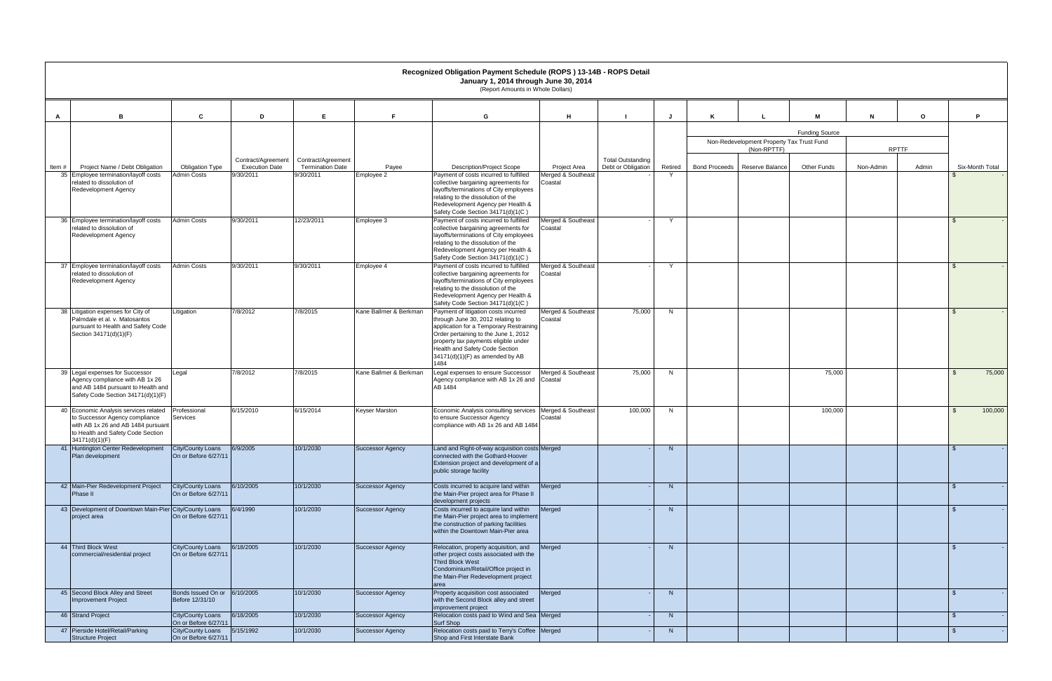# Recognized Obligation Payment Schedule (ROPS ) 13-14B - ROPS Detail

**January 1, 2014 through June 30, 2014**

(Report Amounts in Whole Dollars)

| A | B | C | D | E | F | G | H | I | J | K | L | M | N | O | P |
|---|---|---|---|---|---|---|---|---|---|---|---|---|---|---|---|
| | | | | | | | | | | Funding Source | | | | | |
| | | | | | | | | | | Non-Redevelopment Property Tax Trust Fund (Non-RPTTF) | | | RPTTF | | |
| Item # | Project Name / Debt Obligation | Obligation Type | Contract/Agreement Execution Date | Contract/Agreement Termination Date | Payee | Description/Project Scope | Project Area | Total Outstanding Debt or Obligation | Retired | Bond Proceeds | Reserve Balance | Other Funds | Non-Admin | Admin | Six-Month Total |
| 35 | Employee termination/layoff costs related to dissolution of Redevelopment Agency | Admin Costs | 9/30/2011 | 9/30/2011 | Employee 2 | Payment of costs incurred to fulfilled collective bargaining agreements for layoffs/terminations of City employees relating to the dissolution of the Redevelopment Agency per Health & Safety Code Section 34171(d)(1(C ) | Merged & Southeast Coastal | - | Y | | | | | | $ - |
| 36 | Employee termination/layoff costs related to dissolution of Redevelopment Agency | Admin Costs | 9/30/2011 | 12/23/2011 | Employee 3 | Payment of costs incurred to fulfilled collective bargaining agreements for layoffs/terminations of City employees relating to the dissolution of the Redevelopment Agency per Health & Safety Code Section 34171(d)(1(C ) | Merged & Southeast Coastal | - | Y | | | | | | $ - |
| 37 | Employee termination/layoff costs related to dissolution of Redevelopment Agency | Admin Costs | 9/30/2011 | 9/30/2011 | Employee 4 | Payment of costs incurred to fulfilled collective bargaining agreements for layoffs/terminations of City employees relating to the dissolution of the Redevelopment Agency per Health & Safety Code Section 34171(d)(1(C ) | Merged & Southeast Coastal | - | Y | | | | | | $ - |
| 38 | Litigation expenses for City of Palmdale et al. v. Matosantos pursuant to Health and Safety Code Section 34171(d)(1)(F) | Litigation | 7/8/2012 | 7/8/2015 | Kane Ballmer & Berkman | Payment of litigation costs incurred through June 30, 2012 relating to application for a Temporary Restraining Order pertaining to the June 1, 2012 property tax payments eligible under Health and Safety Code Section 34171(d)(1)(F) as amended by AB 1484 | Merged & Southeast Coastal | 75,000 | N | | | | | | $ - |
| 39 | Legal expenses for Successor Agency compliance with AB 1x 26 and AB 1484 pursuant to Health and Safety Code Section 34171(d)(1)(F) | Legal | 7/8/2012 | 7/8/2015 | Kane Ballmer & Berkman | Legal expenses to ensure Successor Agency compliance with AB 1x 26 and AB 1484 | Merged & Southeast Coastal | 75,000 | N | | | 75,000 | | | $ 75,000 |
| 40 | Economic Analysis services related to Successor Agency compliance with AB 1x 26 and AB 1484 pursuant to Health and Safety Code Section 34171(d)(1)(F) | Professional Services | 6/15/2010 | 6/15/2014 | Keyser Marston | Economic Analysis consulting services to ensure Successor Agency compliance with AB 1x 26 and AB 1484 | Merged & Southeast Coastal | 100,000 | N | | | 100,000 | | | $ 100,000 |
| 41 | Huntington Center Redevelopment Plan development | City/County Loans On or Before 6/27/11 | 6/9/2005 | 10/1/2030 | Successor Agency | Land and Right-of-way acquisition costs connected with the Gothard-Hoover Extension project and development of a public storage facility | Merged | - | N | | | | | | $ - |
| 42 | Main-Pier Redevelopment Project Phase II | City/County Loans On or Before 6/27/11 | 6/10/2005 | 10/1/2030 | Successor Agency | Costs incurred to acquire land within the Main-Pier project area for Phase II development projects | Merged | - | N | | | | | | $ - |
| 43 | Development of Downtown Main-Pier project area | City/County Loans On or Before 6/27/11 | 6/4/1990 | 10/1/2030 | Successor Agency | Costs incurred to acquire land within the Main-Pier project area to implement the construction of parking facilities within the Downtown Main-Pier area | Merged | - | N | | | | | | $ - |
| 44 | Third Block West commercial/residential project | City/County Loans On or Before 6/27/11 | 6/18/2005 | 10/1/2030 | Successor Agency | Relocation, property acquisition, and other project costs associated with the Third Block West Condominium/Retail/Office project in the Main-Pier Redevelopment project area | Merged | - | N | | | | | | $ - |
| 45 | Second Block Alley and Street Improvement Project | Bonds Issued On or Before 12/31/10 | 6/10/2005 | 10/1/2030 | Successor Agency | Property acquisition cost associated with the Second Block alley and street improvement project | Merged | - | N | | | | | | $ - |
| 46 | Strand Project | City/County Loans On or Before 6/27/11 | 6/18/2005 | 10/1/2030 | Successor Agency | Relocation costs paid to Wind and Sea Surf Shop | Merged | - | N | | | | | | $ - |
| 47 | Pierside Hotel/Retail/Parking Structure Project | City/County Loans On or Before 6/27/11 | 5/15/1992 | 10/1/2030 | Successor Agency | Relocation costs paid to Terry's Coffee Shop and First Interstate Bank | Merged | - | N | | | | | | $ - |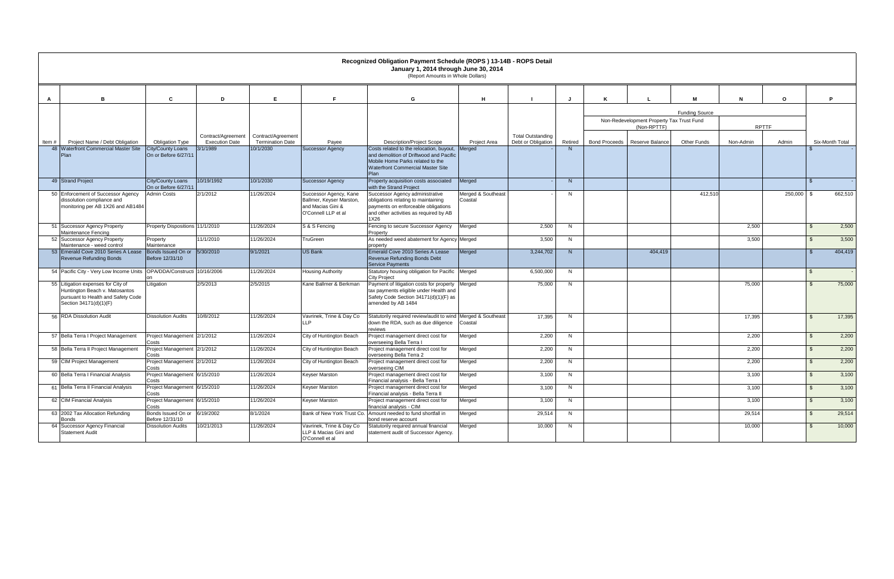# Recognized Obligation Payment Schedule (ROPS ) 13-14B - ROPS Detail

**January 1, 2014 through June 30, 2014**

(Report Amounts in Whole Dollars)

| A | B | C | D | E | F | G | H | I | J | K | L | M | N | O | P |
|---|---|---|---|---|---|---|---|---|---|---|---|---|---|---|---|
| | | | | | | | | | | Funding Source | | | | | |
| | | | | | | | | | | Non-Redevelopment Property Tax Trust Fund (Non-RPTTF) | | | RPTTF | | |
| Item # | Project Name / Debt Obligation | Obligation Type | Contract/Agreement Execution Date | Contract/Agreement Termination Date | Payee | Description/Project Scope | Project Area | Total Outstanding Debt or Obligation | Retired | Bond Proceeds | Reserve Balance | Other Funds | Non-Admin | Admin | Six-Month Total |
| 48 | Waterfront Commercial Master Site Plan | City/County Loans On or Before 6/27/11 | 3/1/1989 | 10/1/2030 | Successor Agency | Costs related to the relocation, buyout, and demolition of Driftwood and Pacific Mobile Home Parks related to the Waterfront Commercial Master Site Plan | Merged | - | N | | | | | | $ - |
| 49 | Strand Project | City/County Loans On or Before 6/27/11 | 10/19/1992 | 10/1/2030 | Successor Agency | Property acquisition costs associated with the Strand Project | Merged | - | N | | | | | | $ - |
| 50 | Enforcement of Successor Agency dissolution compliance and monitoring per AB 1X26 and AB1484 | Admin Costs | 2/1/2012 | 11/26/2024 | Successor Agency, Kane Ballmer, Keyser Marston, and Macias Gini & O'Connell LLP et al | Successor Agency administrative obligations relating to maintaining payments on enforceable obligations and other activities as required by AB 1X26 | Merged & Southeast Coastal | - | N | | | 412,510 | | 250,000 | $ 662,510 |
| 51 | Successor Agency Property Maintenance Fencing | Property Dispositions | 11/1/2010 | 11/26/2024 | S & S Fencing | Fencing to secure Successor Agency Property | Merged | 2,500 | N | | | | 2,500 | | $ 2,500 |
| 52 | Successor Agency Property Maintenance - weed control | Property Maintenance | 11/1/2010 | 11/26/2024 | TruGreen | As needed weed abatement for Agency property | Merged | 3,500 | N | | | | 3,500 | | $ 3,500 |
| 53 | Emerald Cove 2010 Series A Lease Revenue Refunding Bonds | Bonds Issued On or Before 12/31/10 | 5/30/2010 | 9/1/2021 | US Bank | Emerald Cove 2010 Series A Lease Revenue Refunding Bonds Debt Service Payments | Merged | 3,244,702 | N | | 404,419 | | | | $ 404,419 |
| 54 | Pacific City - Very Low Income Units | OPA/DDA/Construction | 10/16/2006 | 11/26/2024 | Housing Authority | Statutory housing obligation for Pacific City Project | Merged | 6,500,000 | N | | | | | | $ - |
| 55 | Litigation expenses for City of Huntington Beach v. Matosantos pursuant to Health and Safety Code Section 34171(d)(1)(F) | Litigation | 2/5/2013 | 2/5/2015 | Kane Ballmer & Berkman | Payment of litigation costs for property tax payments eligible under Health and Safety Code Section 34171(d)(1)(F) as amended by AB 1484 | Merged | 75,000 | N | | | | 75,000 | | $ 75,000 |
| 56 | RDA Dissolution Audit | Dissolution Audits | 10/8/2012 | 11/26/2024 | Vavrinek, Trine & Day Co LLP | Statutorily required review/audit to wind down the RDA, such as due diligence reviews | Merged & Southeast Coastal | 17,395 | N | | | | 17,395 | | $ 17,395 |
| 57 | Bella Terra I Project Management | Project Management Costs | 2/1/2012 | 11/26/2024 | City of Huntington Beach | Project management direct cost for overseeing Bella Terra I | Merged | 2,200 | N | | | | 2,200 | | $ 2,200 |
| 58 | Bella Terra II Project Management | Project Management Costs | 2/1/2012 | 11/26/2024 | City of Huntington Beach | Project management direct cost for overseeing Bella Terra 2 | Merged | 2,200 | N | | | | 2,200 | | $ 2,200 |
| 59 | CIM Project Management | Project Management Costs | 2/1/2012 | 11/26/2024 | City of Huntington Beach | Project management direct cost for overseeing CIM | Merged | 2,200 | N | | | | 2,200 | | $ 2,200 |
| 60 | Bella Terra I Financial Analysis | Project Management Costs | 6/15/2010 | 11/26/2024 | Keyser Marston | Project management direct cost for Financial analysis - Bella Terra I | Merged | 3,100 | N | | | | 3,100 | | $ 3,100 |
| 61 | Bella Terra II Financial Analysis | Project Management Costs | 6/15/2010 | 11/26/2024 | Keyser Marston | Project management direct cost for Financial analysis - Bella Terra II | Merged | 3,100 | N | | | | 3,100 | | $ 3,100 |
| 62 | CIM Financial Analysis | Project Management Costs | 6/15/2010 | 11/26/2024 | Keyser Marston | Project management direct cost for financial analysis - CIM | Merged | 3,100 | N | | | | 3,100 | | $ 3,100 |
| 63 | 2002 Tax Allocation Refunding Bonds | Bonds Issued On or Before 12/31/10 | 6/19/2002 | 8/1/2024 | Bank of New York Trust Co. | Amount needed to fund shortfall in bond reserve account | Merged | 29,514 | N | | | | 29,514 | | $ 29,514 |
| 64 | Successor Agency Financial Statement Audit | Dissolution Audits | 10/21/2013 | 11/26/2024 | Vavrinek, Trine & Day Co LLP & Macias Gini and O'Connell et al | Statutorily required annual financial statement audit of Successor Agency. | Merged | 10,000 | N | | | | 10,000 | | $ 10,000 |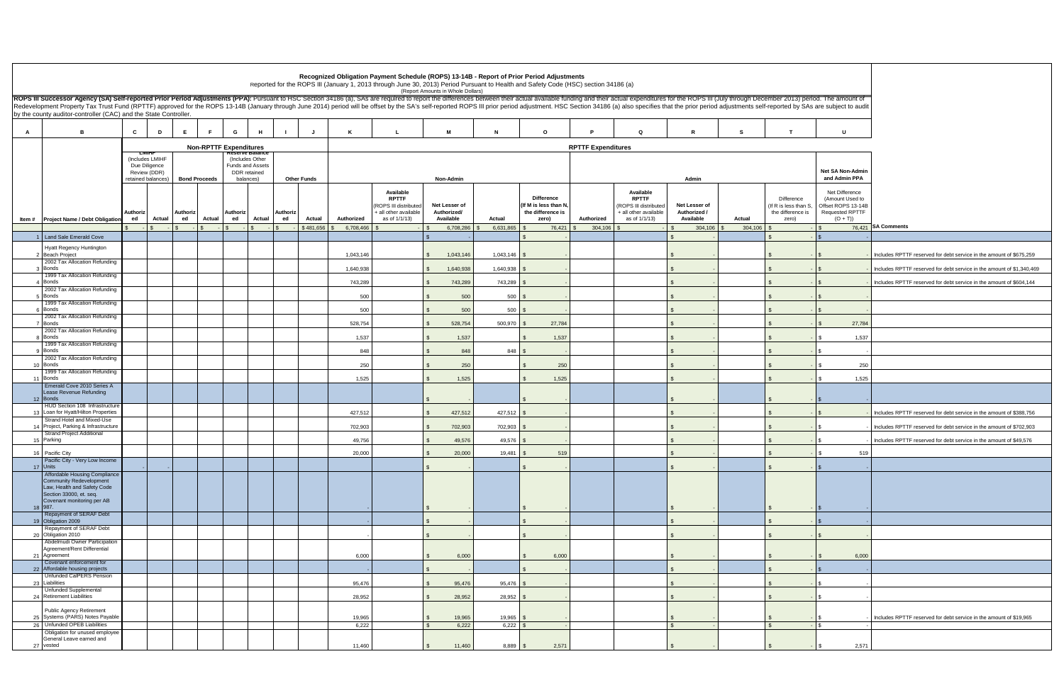# Recognized Obligation Payment Schedule (ROPS) 13-14B - Report of Prior Period Adjustments

Reported for the ROPS III (January 1, 2013 through June 30, 2013) Period Pursuant to Health and Safety Code (HSC) section 34186 (a)

(Report Amounts in Whole Dollars)

**ROPS III Successor Agency (SA) Self-reported Prior Period Adjustments (PPA):** Pursuant to HSC Section 34186 (a), SAs are required to report the differences between their actual available funding and their actual expenditures for the ROPS III (July through December 2013) period. The amount of Redevelopment Property Tax Trust Fund (RPTTF) approved for the ROPS 13-14B (January through June 2014) period will be offset by the SA's self-reported ROPS III prior period adjustment. HSC Section 34186 (a) also specifies that the prior period adjustments self-reported by SAs are subject to audit by the county auditor-controller (CAC) and the State Controller.

| A | B | C | D | E | F | G | H | I | J | K | L | M | N | O | P | Q | R | S | T | U | |
|---|---|---|---|---|---|---|---|---|---|---|---|---|---|---|---|---|---|---|---|---|---|
| | | Non-RPTTF Expenditures | | | | | | | | RPTTF Expenditures | | | | | | | | | | | |
| | | LMIHF (Includes LMIHF Due Diligence Review (DDR) retained balances) | | Bond Proceeds | | Reserve Balance (Includes Other Funds and Assets DDR retained balances) | | Other Funds | | Non-Admin | | | | | Admin | | | | | Net SA Non-Admin and Admin PPA | |
| Item # | Project Name / Debt Obligation | Authorized | Actual | Authorized | Actual | Authorized | Actual | Authorized | Actual | Authorized | Available RPTTF (ROPS III distributed + all other available as of 1/1/13) | Net Lesser of Authorized/ Available | Actual | Difference (If M is less than N, the difference is zero) | Authorized | Available RPTTF (ROPS III distributed + all other available as of 1/1/13) | Net Lesser of Authorized / Available | Actual | Difference (If R is less than S, the difference is zero) | Net Difference (Amount Used to Offset ROPS 13-14B Requested RPTTF (O + T)) | SA Comments |
| | | $ - | $ - | $ - | $ - | $ - | $ - | $ - | $ 481,656 | $ 6,708,466 | $ - | $ 6,708,286 | $ 6,631,865 | $ 76,421 | $ 304,106 | $ - | $ 304,106 | $ 304,106 | $ - | $ 76,421 | |
| 1 | Land Sale Emerald Cove | | | | | | | | | | | $ - | | $ - | | | $ - | | $ - | $ - | |
| 2 | Hyatt Regency Huntington Beach Project | | | | | | | | | 1,043,146 | | $ 1,043,146 | 1,043,146 | $ - | | | $ - | | $ - | $ - | Includes RPTTF reserved for debt service in the amount of $675,259 |
| 3 | 2002 Tax Allocation Refunding Bonds | | | | | | | | | 1,640,938 | | $ 1,640,938 | 1,640,938 | $ - | | | $ - | | $ - | $ - | Includes RPTTF reserved for debt service in the amount of $1,340,469 |
| 4 | 1999 Tax Allocation Refunding Bonds | | | | | | | | | 743,289 | | $ 743,289 | 743,289 | $ - | | | $ - | | $ - | $ - | Includes RPTTF reserved for debt service in the amount of $604,144 |
| 5 | 2002 Tax Allocation Refunding Bonds | | | | | | | | | 500 | | $ 500 | 500 | $ - | | | $ - | | $ - | $ - | |
| 6 | 1999 Tax Allocation Refunding Bonds | | | | | | | | | 500 | | $ 500 | 500 | $ - | | | $ - | | $ - | $ - | |
| 7 | 2002 Tax Allocation Refunding Bonds | | | | | | | | | 528,754 | | $ 528,754 | 500,970 | $ 27,784 | | | $ - | | $ - | $ 27,784 | |
| 8 | 2002 Tax Allocation Refunding Bonds | | | | | | | | | 1,537 | | $ 1,537 | | $ 1,537 | | | $ - | | $ - | $ 1,537 | |
| 9 | 1999 Tax Allocation Refunding Bonds | | | | | | | | | 848 | | $ 848 | 848 | $ - | | | $ - | | $ - | $ - | |
| 10 | 2002 Tax Allocation Refunding Bonds | | | | | | | | | 250 | | $ 250 | | $ 250 | | | $ - | | $ - | $ 250 | |
| 11 | 1999 Tax Allocation Refunding Bonds | | | | | | | | | 1,525 | | $ 1,525 | | $ 1,525 | | | $ - | | $ - | $ 1,525 | |
| 12 | Emerald Cove 2010 Series A Lease Revenue Refunding Bonds | | | | | | | | | | | $ - | | $ - | | | $ - | | $ - | $ - | |
| 13 | HUD Section 108 Infrastructure Loan for Hyatt/Hilton Properties | | | | | | | | | 427,512 | | $ 427,512 | 427,512 | $ - | | | $ - | | $ - | $ - | Includes RPTTF reserved for debt service in the amount of $388,756 |
| 14 | Strand Hotel and Mixed-Use Project, Parking & Infrastructure | | | | | | | | | 702,903 | | $ 702,903 | 702,903 | $ - | | | $ - | | $ - | $ - | Includes RPTTF reserved for debt service in the amount of $702,903 |
| 15 | Strand Project Additional Parking | | | | | | | | | 49,756 | | $ 49,576 | 49,576 | $ - | | | $ - | | $ - | $ - | Includes RPTTF reserved for debt service in the amount of $49,576 |
| 16 | Pacific City | | | | | | | | | 20,000 | | $ 20,000 | 19,481 | $ 519 | | | $ - | | $ - | $ 519 | |
| 17 | Pacific City - Very Low Income Units | - | - | | | | | | | | | $ - | | $ - | | | $ - | | $ - | $ - | |
| 18 | Affordable Housing Compliance Community Redevelopment Law, Health and Safety Code Section 33000, et. seq. Covenant monitoring per AB 987. | | | | | | | | | - | | $ - | | $ - | | | $ - | | $ - | $ - | |
| 19 | Repayment of SERAF Debt Obligation 2009 | | | | | | | | | | | $ - | | $ - | | | $ - | | $ - | $ - | |
| 20 | Repayment of SERAF Debt Obligation 2010 | | | | | | | | | - | | $ - | | $ - | | | $ - | | $ - | $ - | |
| 21 | Abdelmudi Owner Participation Agreement/Rent Differential Agreement | | | | | | | | | 6,000 | | $ 6,000 | | $ 6,000 | | | $ - | | $ - | $ 6,000 | |
| 22 | Covenant enforcement for Affordable housing projects | | | | | | | | | - | | $ - | | $ - | | | $ - | | $ - | $ - | |
| 23 | Unfunded CalPERS Pension Liabilities | | | | | | | | | 95,476 | | $ 95,476 | 95,476 | $ - | | | $ - | | $ - | $ - | |
| 24 | Unfunded Supplemental Retirement Liabilities | | | | | | | | | 28,952 | | $ 28,952 | 28,952 | $ - | | | $ - | | $ - | $ - | |
| 25 | Public Agency Retirement Systems (PARS) Notes Payable | | | | | | | | | 19,965 | | $ 19,965 | 19,965 | $ - | | | $ - | | $ - | $ - | Includes RPTTF reserved for debt service in the amount of $19,965 |
| 26 | Unfunded OPEB Liabilities | | | | | | | | | 6,222 | | $ 6,222 | 6,222 | $ - | | | $ - | | $ - | $ - | |
| 27 | Obligation for unused employee General Leave earned and vested | | | | | | | | | 11,460 | | $ 11,460 | 8,889 | $ 2,571 | | | $ - | | $ - | $ 2,571 | |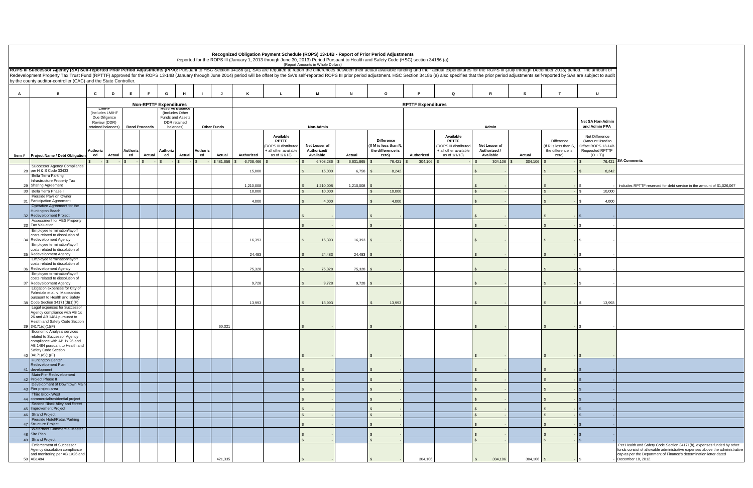# Recognized Obligation Payment Schedule (ROPS) 13-14B - Report of Prior Period Adjustments

Reported for the ROPS III (January 1, 2013 through June 30, 2013) Period Pursuant to Health and Safety Code (HSC) section 34186 (a)

(Report Amounts in Whole Dollars)

**ROPS III Successor Agency (SA) Self-reported Prior Period Adjustments (PPA):** Pursuant to HSC Section 34186 (a), SAs are required to report the differences between their actual available funding and their actual expenditures for the ROPS III (July through December 2013) period. The amount of Redevelopment Property Tax Trust Fund (RPTTF) approved for the ROPS 13-14B (January through June 2014) period will be offset by the SA's self-reported ROPS III prior period adjustment. HSC Section 34186 (a) also specifies that the prior period adjustments self-reported by SAs are subject to audit by the county auditor-controller (CAC) and the State Controller.

| A | B | C | D | E | F | G | H | I | J | K | L | M | N | O | P | Q | R | S | T | U | |
|---|---|---|---|---|---|---|---|---|---|---|---|---|---|---|---|---|---|---|---|---|---|
| | | Non-RPTTF Expenditures | | | | | | | | RPTTF Expenditures | | | | | | | | | | | |
| | | LMIHF (Includes LMIHF Due Diligence Review (DDR) retained balances) | | Bond Proceeds | | Reserve Balance (Includes Other Funds and Assets DDR retained balances) | | Other Funds | | Non-Admin | | | | | Admin | | | | | Net SA Non-Admin and Admin PPA | |
| Item # | Project Name / Debt Obligation | Authorized | Actual | Authorized | Actual | Authorized | Actual | Authorized | Actual | Authorized | Available RPTTF (ROPS III distributed + all other available as of 1/1/13) | Net Lesser of Authorized/ Available | Actual | Difference (If M is less than N, the difference is zero) | Authorized | Available RPTTF (ROPS III distributed + all other available as of 1/1/13) | Net Lesser of Authorized / Available | Actual | Difference (If R is less than S, the difference is zero) | Net Difference (Amount Used to Offset ROPS 13-14B Requested RPTTF (O + T)) | SA Comments |
| | | $ - | $ - | $ - | $ - | $ - | $ - | $ - | $ 481,656 | $ 6,708,466 | $ - | $ 6,708,286 | $ 6,631,865 | $ 76,421 | $ 304,106 | $ - | $ 304,106 | $ 304,106 | $ - | $ 76,421 | |
| 28 | Successor Agency Compliance per H & S Code 33433 | | | | | | | | | 15,000 | | $ 15,000 | 6,758 | $ 8,242 | | | $ - | | $ - | $ 8,242 | |
| 29 | Bella Terra Parking Infrastructure Property Tax Sharing Agreement | | | | | | | | | 1,210,008 | | $ 1,210,008 | 1,210,008 | $ - | | | $ - | | $ - | $ - | Includes RPTTF reserved for debt service in the amount of $1,026,067 |
| 30 | Bella Terra Phase II | | | | | | | | | 10,000 | | $ 10,000 | | $ 10,000 | | | $ - | | $ - | $ 10,000 | |
| 31 | Pierside Pavilion Owner Participation Agreement | | | | | | | | | 4,000 | | $ 4,000 | | $ 4,000 | | | $ - | | $ - | $ 4,000 | |
| 32 | Operative Agreement for the Huntington Beach Redevelopment Project | | | | | | | | | | | $ - | | $ - | | | $ - | | $ - | $ - | |
| 33 | Assessment for AES Property Tax Valuation | | | | | | | | | | | $ - | | $ - | | | $ - | | $ - | $ - | |
| 34 | Employee termination/layoff costs related to dissolution of Redevelopment Agency | | | | | | | | | 16,393 | | $ 16,393 | 16,393 | $ - | | | $ - | | $ - | $ - | |
| 35 | Employee termination/layoff costs related to dissolution of Redevelopment Agency | | | | | | | | | 24,483 | | $ 24,483 | 24,483 | $ - | | | $ - | | $ - | $ - | |
| 36 | Employee termination/layoff costs related to dissolution of Redevelopment Agency | | | | | | | | | 75,328 | | $ 75,328 | 75,328 | $ - | | | $ - | | $ - | $ - | |
| 37 | Employee termination/layoff costs related to dissolution of Redevelopment Agency | | | | | | | | | 9,728 | | $ 9,728 | 9,728 | $ - | | | $ - | | $ - | $ - | |
| 38 | Litigation expenses for City of Palmdale et al. v. Matosantos pursuant to Health and Safety Code Section 34171(d)(1)(F) | | | | | | | | | 13,993 | | $ 13,993 | | $ 13,993 | | | $ - | | $ - | $ 13,993 | |
| 39 | Legal expenses for Successor Agency compliance with AB 1x 26 and AB 1484 pursuant to Health and Safety Code Section 34171(d)(1)(F) | | | | | | | | 60,321 | | | $ - | | $ - | | | $ - | | $ - | $ - | |
| 40 | Economic Analysis services related to Successor Agency compliance with AB 1x 26 and AB 1484 pursuant to Health and Safety Code Section 34171(d)(1)(F) | | | | | | | | | | | $ - | | $ - | | | $ - | | $ - | $ - | |
| 41 | Huntington Center Redevelopment Plan development | | | | | | | | | | | $ - | | $ - | | | $ - | | $ - | $ - | |
| 42 | Main-Pier Redevelopment Project Phase II | | | | | | | | | | | $ - | | $ - | | | $ - | | $ - | $ - | |
| 43 | Development of Downtown Main Pier project area | | | | | | | | | | | $ - | | $ - | | | $ - | | $ - | $ - | |
| 44 | Third Block West commercial/residential project | | | | | | | | | | | $ - | | $ - | | | $ - | | $ - | $ - | |
| 45 | Second Block Alley and Street Improvement Project | | | | | | | | | | | $ - | | $ - | | | $ - | | $ - | $ - | |
| 46 | Strand Project | | | | | | | | | | | $ - | | $ - | | | $ - | | $ - | $ - | |
| 47 | Pierside Hotel/Retail/Parking Structure Project | | | | | | | | | | | $ - | | $ - | | | $ - | | $ - | $ - | |
| 48 | Waterfront Commercial Master Site Plan | | | | | | | | | | | $ - | | $ - | | | $ - | | $ - | $ - | |
| 49 | Strand Project | | | | | | | | | | | $ - | | $ - | | | $ - | | $ - | $ - | |
| 50 | Enforcement of Successor Agency dissolution compliance and monitoring per AB 1X26 and AB1484 | | | | | | | | 421,335 | | | $ - | | $ - | 304,106 | | $ 304,106 | 304,106 | $ - | $ - | Per Health and Safety Code Section 34171(b), expenses funded by other funds consist of allowable administrative expenses above the administrative cap as per the Department of Finance's determination letter dated December 18, 2012. |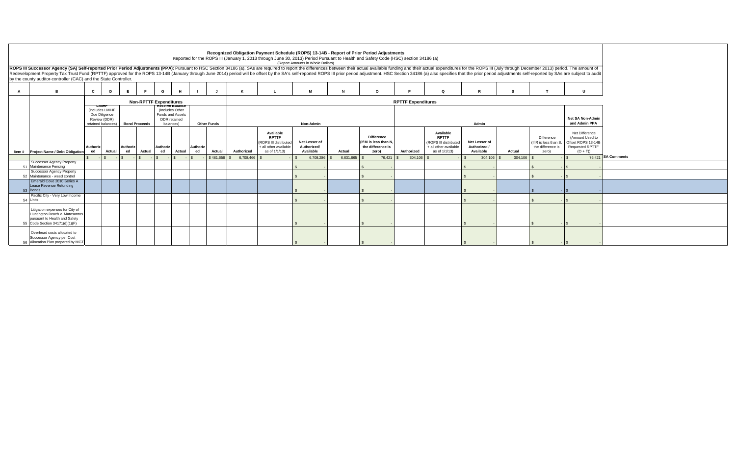# Recognized Obligation Payment Schedule (ROPS) 13-14B - Report of Prior Period Adjustments

Reported for the ROPS III (January 1, 2013 through June 30, 2013) Period Pursuant to Health and Safety Code (HSC) section 34186 (a)

(Report Amounts in Whole Dollars)

**ROPS III Successor Agency (SA) Self-reported Prior Period Adjustments (PPA):** Pursuant to HSC Section 34186 (a), SAs are required to report the differences between their actual available funding and their actual expenditures for the ROPS III (July through December 2013) period. The amount of Redevelopment Property Tax Trust Fund (RPTTF) approved for the ROPS 13-14B (January through June 2014) period will be offset by the SA's self-reported ROPS III prior period adjustment. HSC Section 34186 (a) also specifies that the prior period adjustments self-reported by SAs are subject to audit by the county auditor-controller (CAC) and the State Controller.

| A | B | C | D | E | F | G | H | I | J | K | L | M | N | O | P | Q | R | S | T | U | |
|---|---|---|---|---|---|---|---|---|---|---|---|---|---|---|---|---|---|---|---|---|---|
| | | Non-RPTTF Expenditures | | | | | | | | RPTTF Expenditures | | | | | | | | | | | |
| | | LMIHF (Includes LMIHF Due Diligence Review (DDR) retained balances) | | Bond Proceeds | | Reserve Balance (Includes Other Funds and Assets DDR retained balances) | | Other Funds | | Non-Admin | | | | | Admin | | | | | Net SA Non-Admin and Admin PPA | |
| Item # | Project Name / Debt Obligation | Authorized | Actual | Authorized | Actual | Authorized | Actual | Authorized | Actual | Authorized | Available RPTTF (ROPS III distributed + all other available as of 1/1/13) | Net Lesser of Authorized/ Available | Actual | Difference (If M is less than N, the difference is zero) | Authorized | Available RPTTF (ROPS III distributed + all other available as of 1/1/13) | Net Lesser of Authorized / Available | Actual | Difference (If R is less than S, the difference is zero) | Net Difference (Amount Used to Offset ROPS 13-14B Requested RPTTF (O + T)) | SA Comments |
| | | $ - | $ - | $ - | $ - | $ - | $ - | $ - | $ 481,656 | $ 6,708,466 | $ - | $ 6,708,286 | $ 6,631,865 | $ 76,421 | $ 304,106 | $ - | $ 304,106 | $ 304,106 | $ - | $ 76,421 | |
| 51 | Successor Agency Property Maintenance Fencing | | | | | | | | | | | $ - | | $ - | | | $ - | | $ - | $ - | |
| 52 | Successor Agency Property Maintenance - weed control | | | | | | | | | | | $ - | | $ - | | | $ - | | $ - | $ - | |
| 53 | Emerald Cove 2010 Series A Lease Revenue Refunding Bonds | | | | | | | | | | | $ - | | $ - | | | $ - | | $ - | $ - | |
| 54 | Pacific City - Very Low Income Units | | | | | | | | | | | $ - | | $ - | | | $ - | | $ - | $ - | |
| 55 | Litigation expenses for City of Huntington Beach v. Matosantos pursuant to Health and Safety Code Section 34171(d)(1)(F) | | | | | | | | | | | $ - | | $ - | | | $ - | | $ - | $ - | |
| 56 | Overhead costs allocated to Successor Agency per Cost Allocation Plan prepared by MGT | | | | | | | | | | | $ - | | $ - | | | $ - | | $ - | $ - | |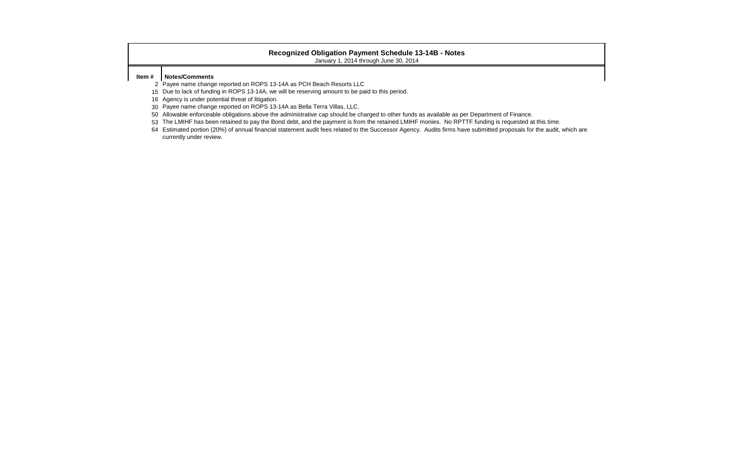## Recognized Obligation Payment Schedule 13-14B - Notes

January 1, 2014 through June 30, 2014

| Item # | Notes/Comments |
| --- | --- |
| 2 | Payee name change reported on ROPS 13-14A as PCH Beach Resorts LLC |
| 15 | Due to lack of funding in ROPS 13-14A, we will be reserving amount to be paid to this period. |
| 16 | Agency is under potential threat of litigation. |
| 30 | Payee name change reported on ROPS 13-14A as Bella Terra Villas, LLC. |
| 50 | Allowable enforceable obligations above the administrative cap should be charged to other funds as available as per Department of Finance. |
| 53 | The LMIHF has been retained to pay the Bond debt, and the payment is from the retained LMIHF monies. No RPTTF funding is requested at this time. |
| 64 | Estimated portion (20%) of annual financial statement audit fees related to the Successor Agency. Audits firms have submitted proposals for the audit, which are currently under review. |